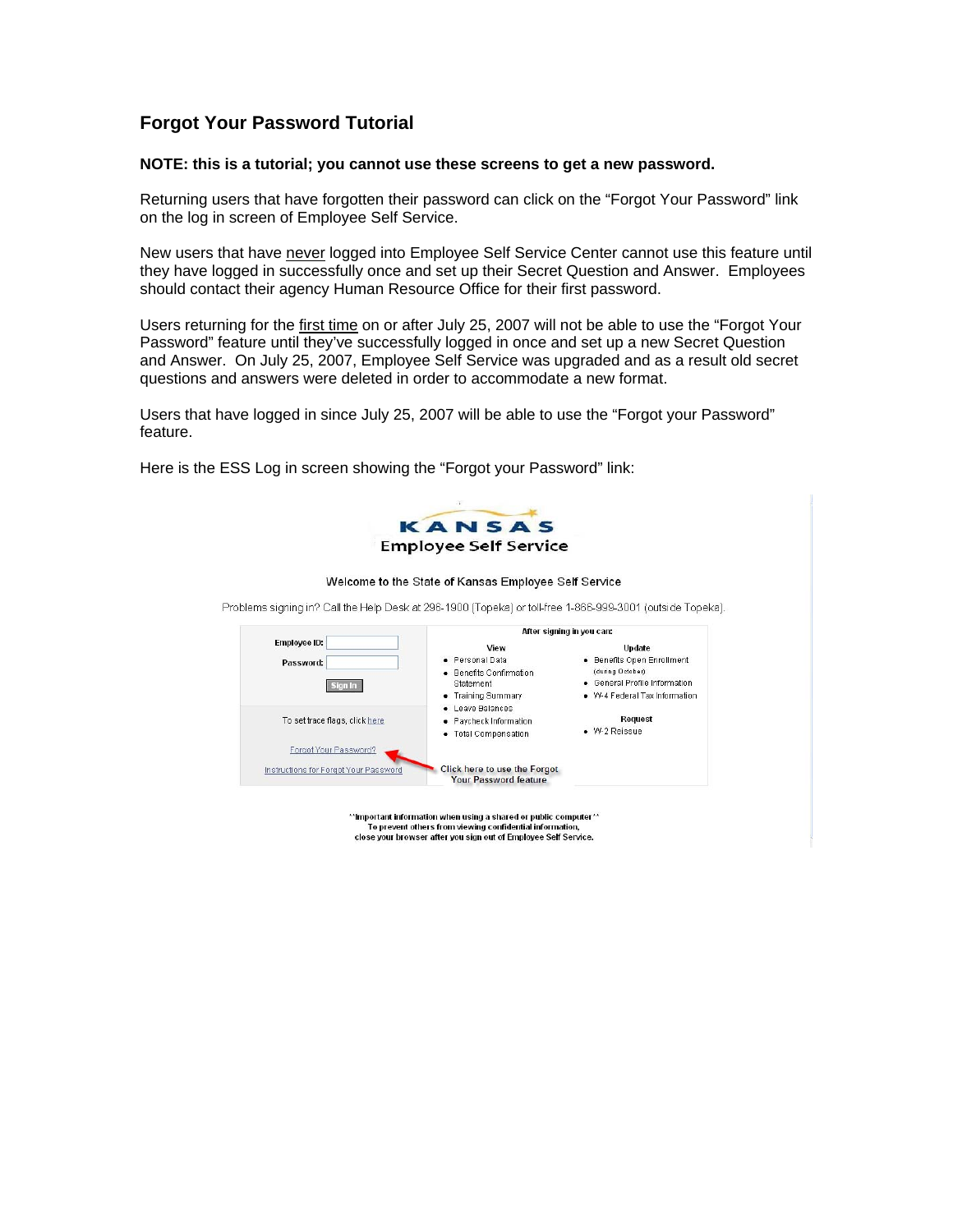## Forgot Your Password Tutorial

**NOTE: this is a tutorial; you cannot use these screens to get a new password.**

Returning users that have forgotten their password can click on the "Forgot Your Password" link on the log in screen of Employee Self Service.

New users that have never logged into Employee Self Service Center cannot use this feature until they have logged in successfully once and set up their Secret Question and Answer. Employees should contact their agency Human Resource Office for their first password.

Users returning for the first time on or after July 25, 2007 will not be able to use the "Forgot Your Password" feature until they've successfully logged in once and set up a new Secret Question and Answer. On July 25, 2007, Employee Self Service was upgraded and as a result old secret questions and answers were deleted in order to accommodate a new format.

Users that have logged in since July 25, 2007 will be able to use the "Forgot your Password" feature.

Here is the ESS Log in screen showing the "Forgot your Password" link:

KANSAS
Employee Self Service

Welcome to the State of Kansas Employee Self Service

Problems signing in? Call the Help Desk at 296-1900 (Topeka) or toll-free 1-866-999-3001 (outside Topeka).

Employee ID:

Password:

Sign In

To set trace flags, click here

Forgot Your Password?

Instructions for Forgot Your Password

After signing in you can:

**View**
- Personal Data
- Benefits Confirmation Statement
- Training Summary
- Leave Balances
- Paycheck Information
- Total Compensation

**Update**
- Benefits Open Enrollment (during October)
- General Profile Information
- W-4 Federal Tax Information

**Request**
- W-2 Reissue

Click here to use the Forgot Your Password feature

\*\*Important information when using a shared or public computer\*\*
To prevent others from viewing confidential information,
close your browser after you sign out of Employee Self Service.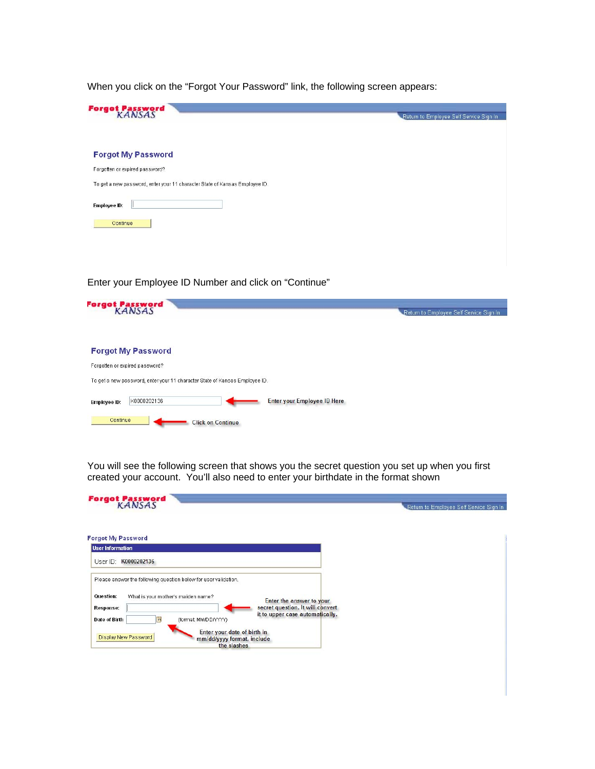When you click on the “Forgot Your Password” link, the following screen appears:

**Forgot Password KANSAS**

Return to Employee Self Service Sign In

### Forgot My Password

Forgotten or expired password?

To get a new password, enter your 11 character State of Kansas Employee ID.

**Employee ID:**

Continue

Enter your Employee ID Number and click on “Continue”

**Forgot Password KANSAS**

Return to Employee Self Service Sign In

### Forgot My Password

Forgotten or expired password?

To get a new password, enter your 11 character State of Kansas Employee ID.

**Employee ID:** K0000202136 ← Enter your Employee ID Here

Continue ← Click on Continue

You will see the following screen that shows you the secret question you set up when you first created your account. You'll also need to enter your birthdate in the format shown

**Forgot Password KANSAS**

Return to Employee Self Service Sign In

**Forgot My Password**

**User Information**

User ID: K0000202136

Please answer the following question below for user validation.

**Question:** What is your mother's maiden name?

**Response:** ← Enter the answer to your secret question. It will convert it to upper case automatically.

**Date of Birth** (format: MM/DD/YYYY) ← Enter your date of birth in mm/dd/yyyy format, include the slashes

Display New Password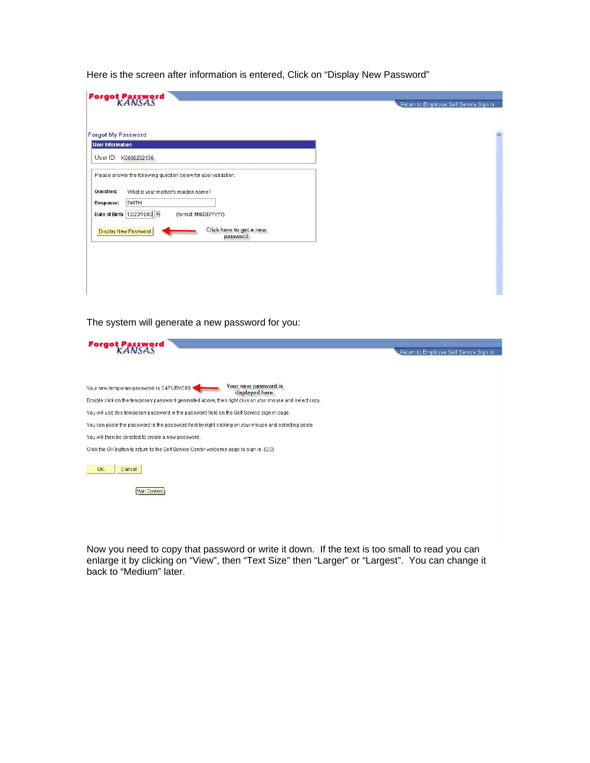Here is the screen after information is entered, Click on "Display New Password"

Forgot Password KANSAS

Return to Employee Self Service Sign In

Forgot My Password

**User Information**

User ID: K0000202136

Please answer the following question below for user validation.

**Question:** What is your mother's maiden name?

**Response:** SMITH

**Date of Birth** 12/22/1980 (format MM/DD/YYYY)

Display New Password — Click here to get a new password

The system will generate a new password for you:

Forgot Password KANSAS

Return to Employee Self Service Sign In

Your new temporary password is 04PURVC98. — Your new password is displayed here.

Double click on the temporary password generated above, then right click on your mouse and select copy.

You will use this temporary password in the password field on the Self Service sign in page.

You can paste the password in the password field by right clicking on your mouse and selecting paste.

You will then be directed to create a new password.

Click the OK button to return to the Self Service Center welcome page to sign in. (0,0)

OK Cancel

Main Content

Now you need to copy that password or write it down. If the text is too small to read you can enlarge it by clicking on "View", then "Text Size" then "Larger" or "Largest". You can change it back to "Medium" later.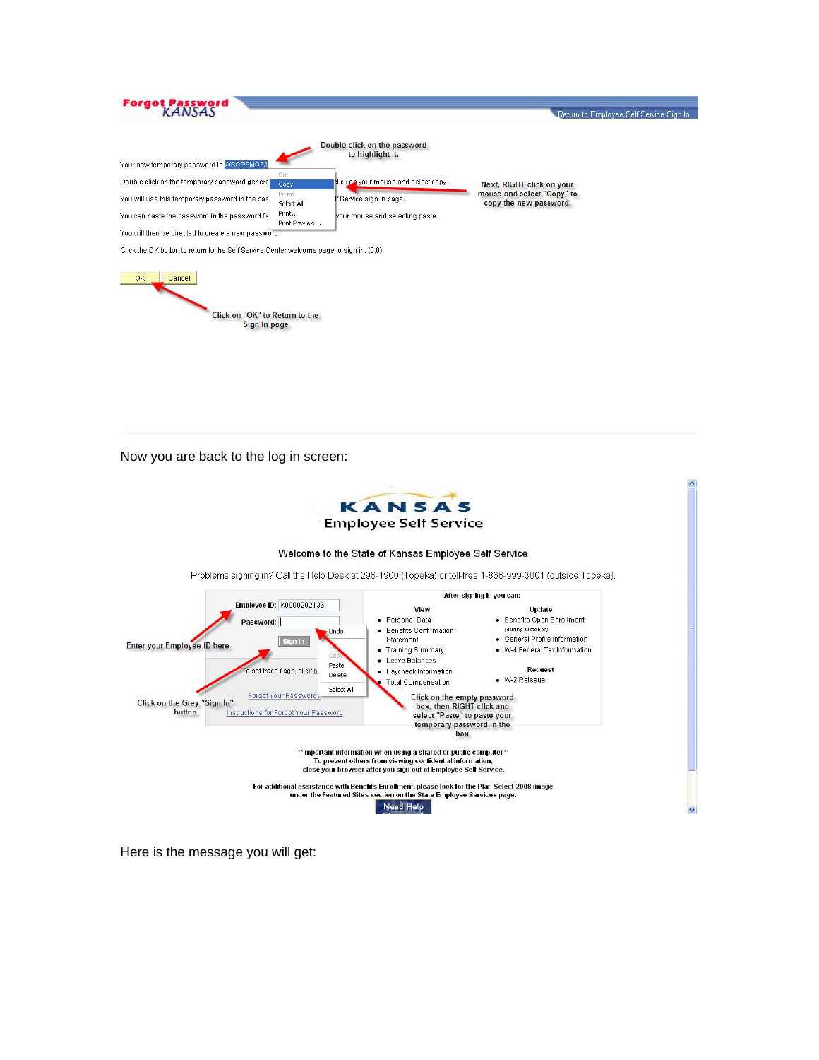**Forgot Password KANSAS**

Return to Employee Self Service Sign In

Your new temporary password is WSCR6MO63

Double click on the temporary password generated ... click on your mouse and select copy.

You will use this temporary password in the ... Service sign in page.

You can paste the password in the password field ... your mouse and selecting paste.

You will then be directed to create a new password.

Click the OK button to return to the Self Service Center welcome page to sign in. (0,0)

OK | Cancel

Double click on the password to highlight it.

Next, RIGHT click on your mouse and select "Copy" to copy the new password.

Click on "OK" to Return to the Sign In page

Now you are back to the log in screen:

**KANSAS Employee Self Service**

Welcome to the State of Kansas Employee Self Service

Problems signing in? Call the Help Desk at 296-1900 (Topeka) or toll-free 1-866-999-3001 (outside Topeka).

Employee ID: K0000202136

Password:

Sign In

To set trace flags, click h...

Forgot Your Password?

Instructions for Forgot Your Password

After signing in you can:

| View | Update |
|---|---|
| • Personal Data | • Benefits Open Enrollment (during October) |
| • Benefits Confirmation Statement | • General Profile Information |
| • Training Summary | • W-4 Federal Tax Information |
| • Leave Balances | **Request** |
| • Paycheck Information | • W-2 Reissue |
| • Total Compensation | |

Enter your Employee ID here

Click on the Grey "Sign In" button

Click on the empty password box, then RIGHT click and select "Paste" to paste your temporary password in the box

**Important information when using a shared or public computer** To prevent others from viewing confidential information, close your browser after you sign out of Employee Self Service.

For additional assistance with Benefits Enrollment, please look for the Plan Select 2008 image under the Featured Sites section on the State Employee Services page.

Need Help

Here is the message you will get: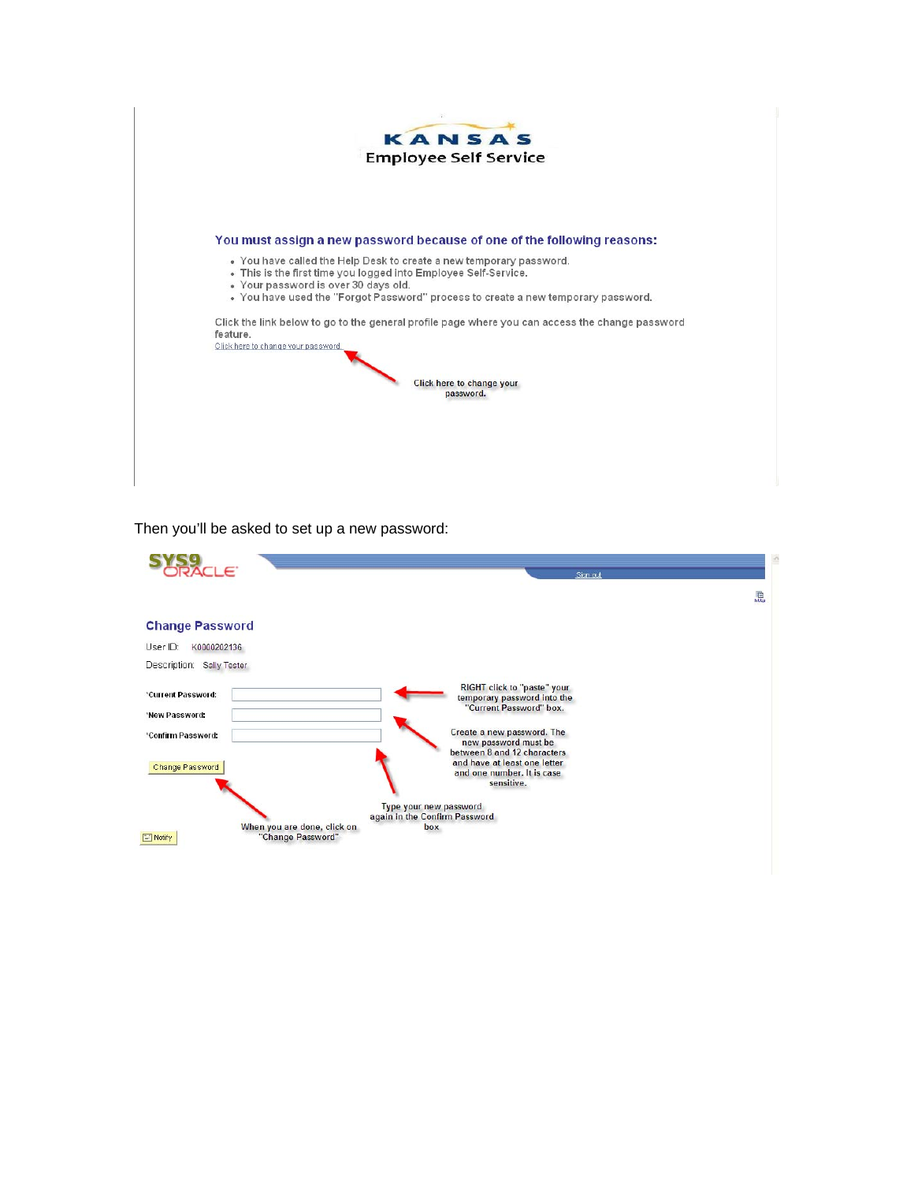**KANSAS**
**Employee Self Service**

### You must assign a new password because of one of the following reasons:

- You have called the Help Desk to create a new temporary password.
- This is the first time you logged into Employee Self-Service.
- Your password is over 30 days old.
- You have used the "Forgot Password" process to create a new temporary password.

Click the link below to go to the general profile page where you can access the change password feature.

Click here to change your password.

Click here to change your password.

Then you'll be asked to set up a new password:

SYS9 ORACLE

Sign out

### Change Password

User ID: K0000202136

Description: Sally Tester

*Current Password:

*New Password:

*Confirm Password:

Change Password

Notify

RIGHT click to "paste" your temporary password into the "Current Password" box.

Create a new password. The new password must be between 8 and 12 characters and have at least one letter and one number. It is case sensitive.

Type your new password again in the Confirm Password box

When you are done, click on "Change Password"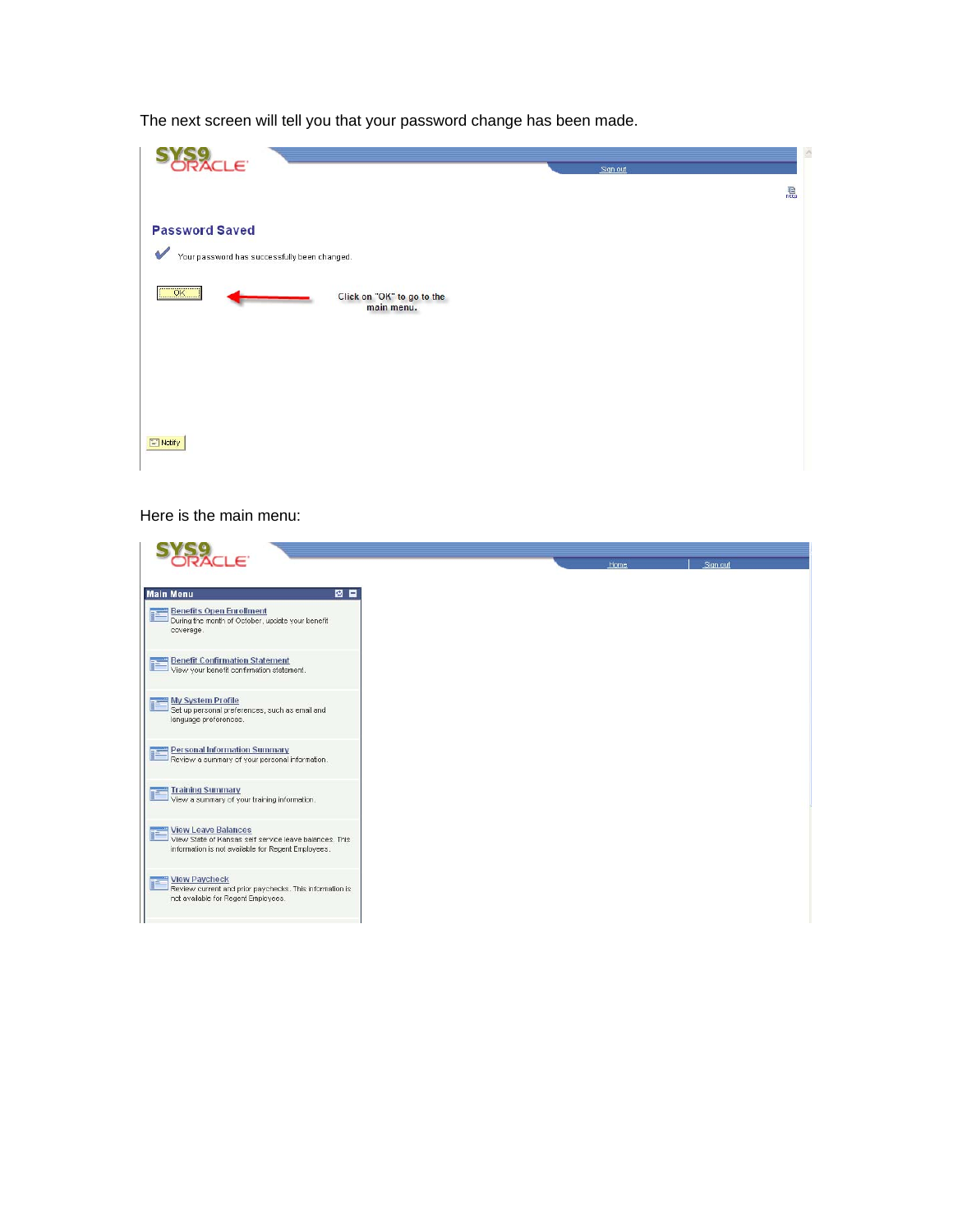The next screen will tell you that your password change has been made.

SYS9 ORACLE

Sign out

**Password Saved**

Your password has successfully been changed.

OK

Click on "OK" to go to the main menu.

Notify

Here is the main menu:

SYS9 ORACLE

Home | Sign out

**Main Menu**

Benefits Open Enrollment
During the month of October, update your benefit coverage.

Benefit Confirmation Statement
View your benefit confirmation statement.

My System Profile
Set up personal preferences, such as email and language preferences.

Personal Information Summary
Review a summary of your personal information.

Training Summary
View a summary of your training information.

View Leave Balances
View State of Kansas self service leave balances. This information is not available for Regent Employees.

View Paycheck
Review current and prior paychecks. This information is not available for Regent Employees.